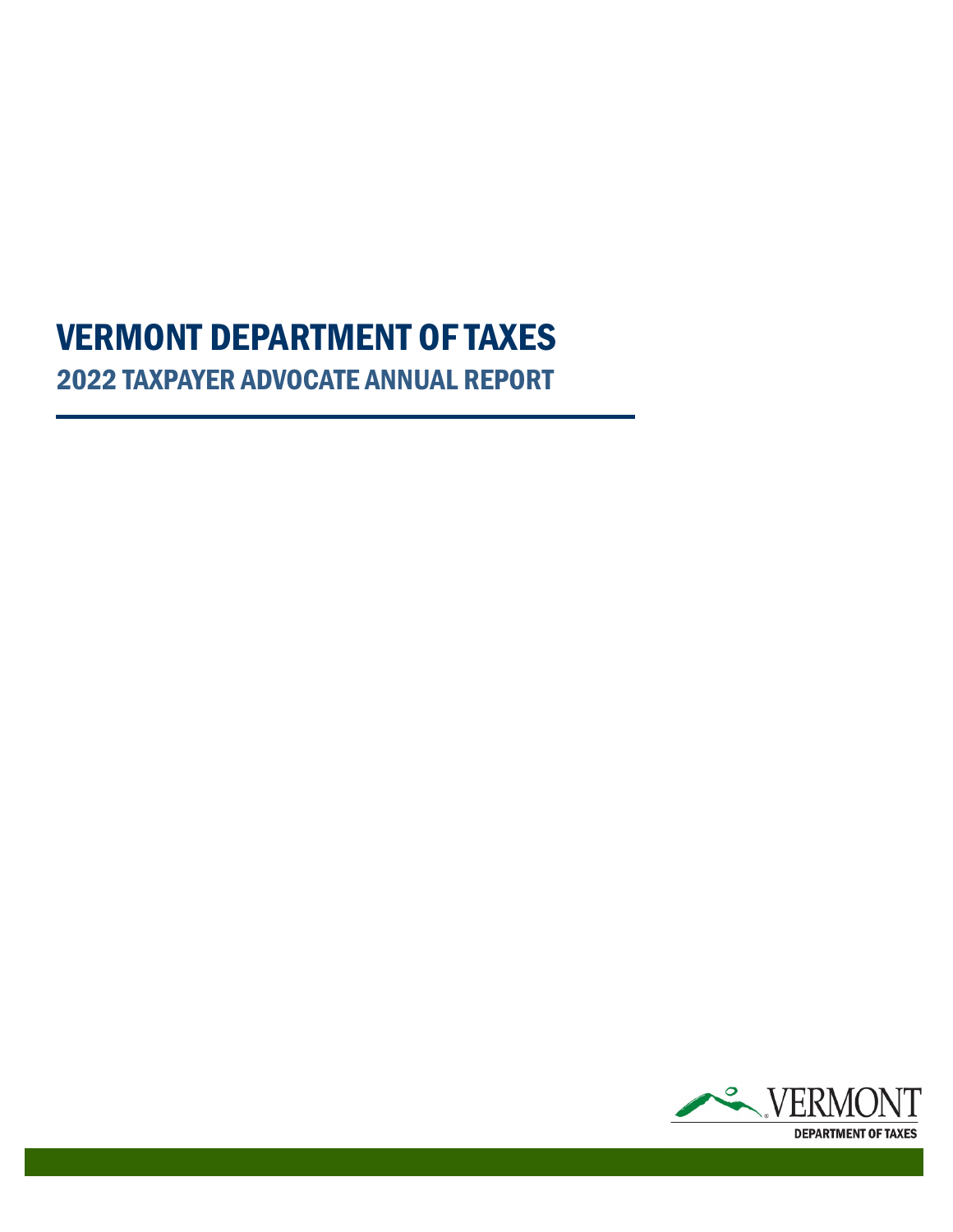# VERMONT DEPARTMENT OF TAXES

## 2022 TAXPAYER ADVOCATE ANNUAL REPORT

VERMONT

DEPARTMENT OF TAXES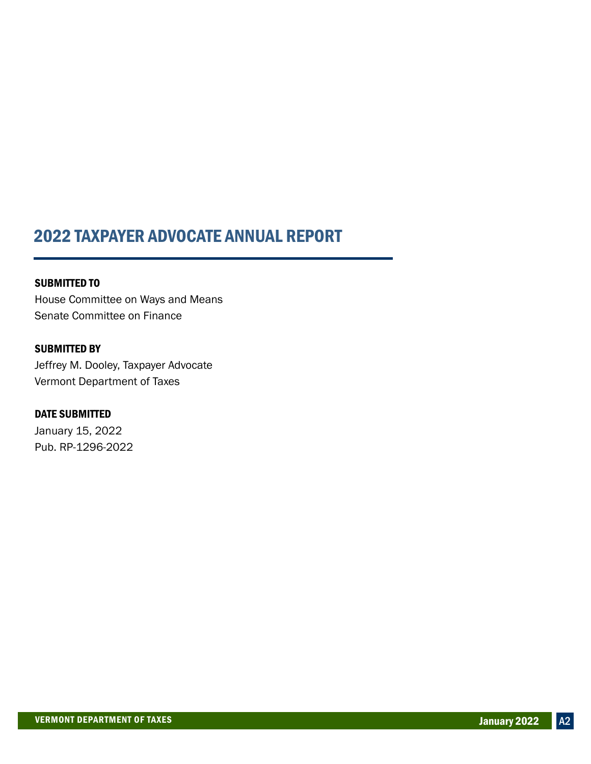# 2022 TAXPAYER ADVOCATE ANNUAL REPORT

**SUBMITTED TO**

House Committee on Ways and Means
Senate Committee on Finance

**SUBMITTED BY**

Jeffrey M. Dooley, Taxpayer Advocate
Vermont Department of Taxes

**DATE SUBMITTED**

January 15, 2022
Pub. RP-1296-2022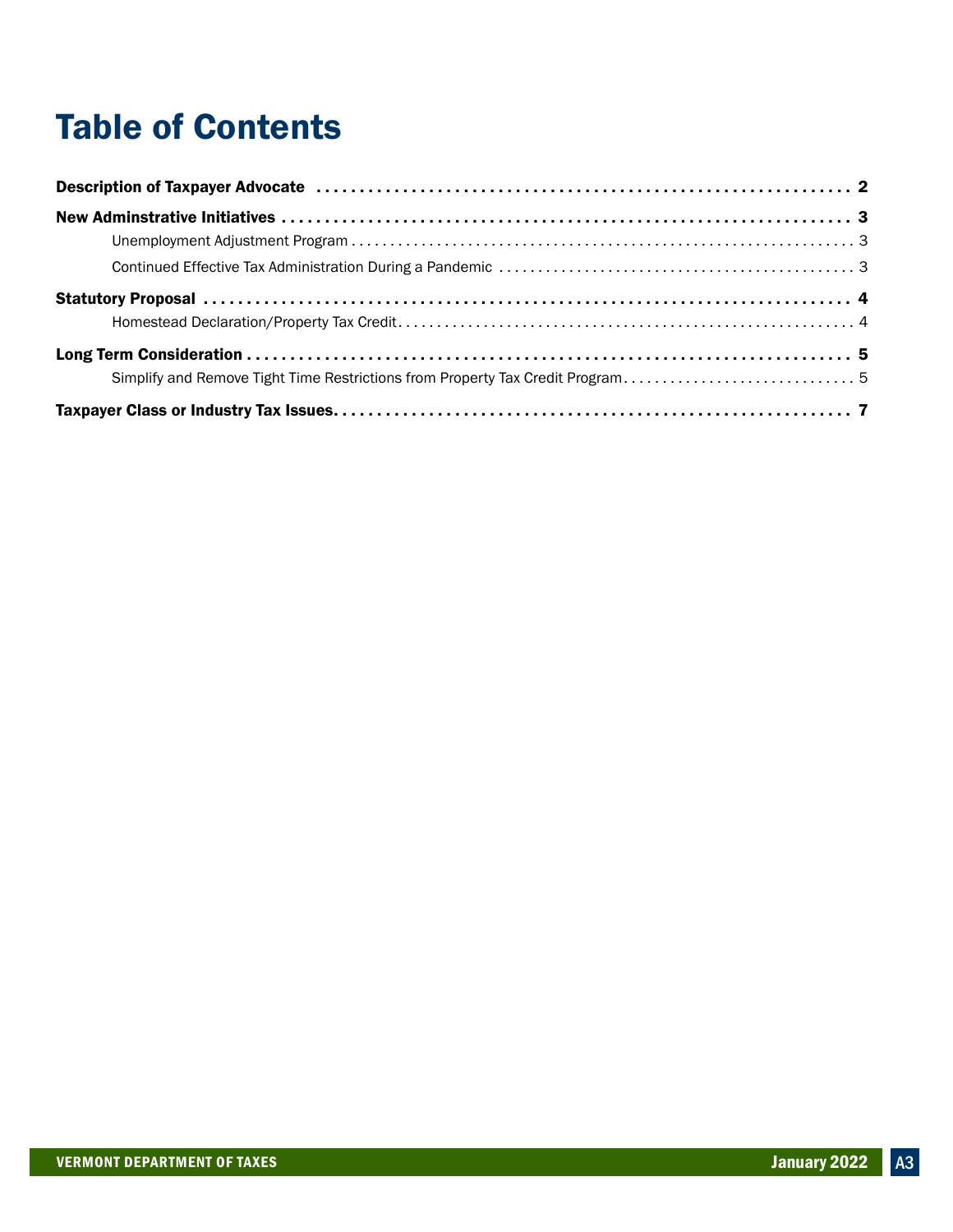# Table of Contents

**Description of Taxpayer Advocate** .......... 2

**New Adminstrative Initiatives** .......... 3

- Unemployment Adjustment Program .......... 3
- Continued Effective Tax Administration During a Pandemic .......... 3

**Statutory Proposal** .......... 4

- Homestead Declaration/Property Tax Credit .......... 4

**Long Term Consideration** .......... 5

- Simplify and Remove Tight Time Restrictions from Property Tax Credit Program .......... 5

**Taxpayer Class or Industry Tax Issues** .......... 7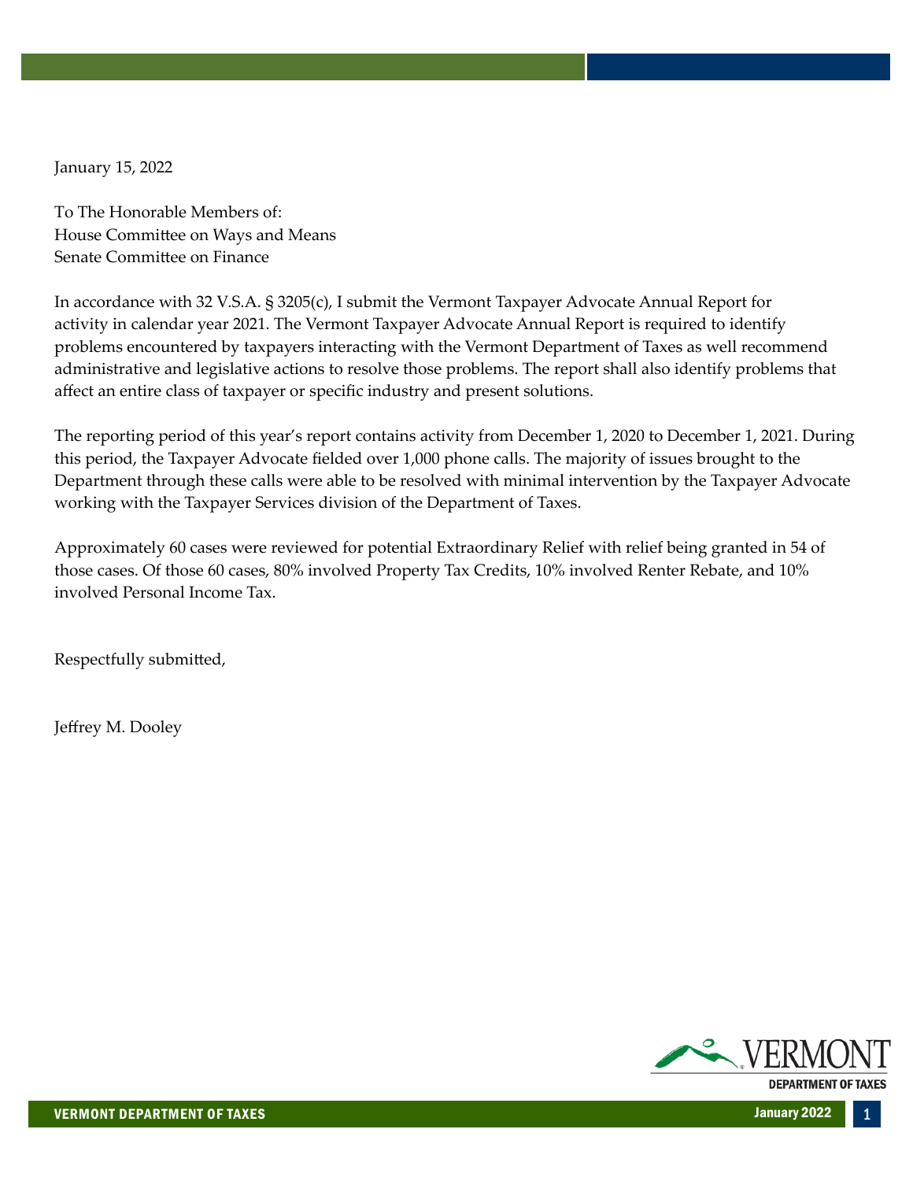January 15, 2022

To The Honorable Members of:
House Committee on Ways and Means
Senate Committee on Finance

In accordance with 32 V.S.A. § 3205(c), I submit the Vermont Taxpayer Advocate Annual Report for activity in calendar year 2021. The Vermont Taxpayer Advocate Annual Report is required to identify problems encountered by taxpayers interacting with the Vermont Department of Taxes as well recommend administrative and legislative actions to resolve those problems. The report shall also identify problems that affect an entire class of taxpayer or specific industry and present solutions.

The reporting period of this year's report contains activity from December 1, 2020 to December 1, 2021. During this period, the Taxpayer Advocate fielded over 1,000 phone calls. The majority of issues brought to the Department through these calls were able to be resolved with minimal intervention by the Taxpayer Advocate working with the Taxpayer Services division of the Department of Taxes.

Approximately 60 cases were reviewed for potential Extraordinary Relief with relief being granted in 54 of those cases. Of those 60 cases, 80% involved Property Tax Credits, 10% involved Renter Rebate, and 10% involved Personal Income Tax.

Respectfully submitted,

Jeffrey M. Dooley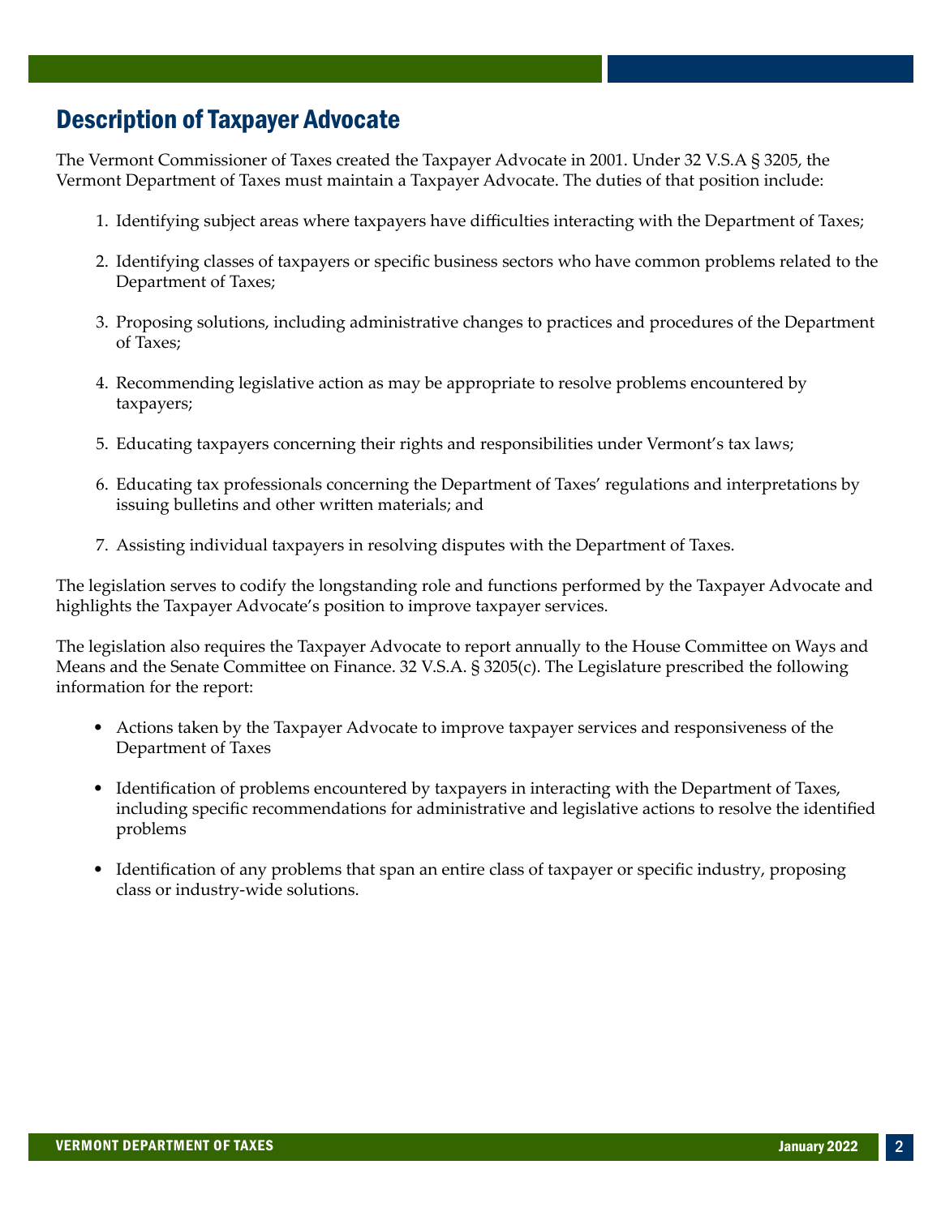## Description of Taxpayer Advocate

The Vermont Commissioner of Taxes created the Taxpayer Advocate in 2001. Under 32 V.S.A § 3205, the Vermont Department of Taxes must maintain a Taxpayer Advocate. The duties of that position include:

1. Identifying subject areas where taxpayers have difficulties interacting with the Department of Taxes;
2. Identifying classes of taxpayers or specific business sectors who have common problems related to the Department of Taxes;
3. Proposing solutions, including administrative changes to practices and procedures of the Department of Taxes;
4. Recommending legislative action as may be appropriate to resolve problems encountered by taxpayers;
5. Educating taxpayers concerning their rights and responsibilities under Vermont's tax laws;
6. Educating tax professionals concerning the Department of Taxes' regulations and interpretations by issuing bulletins and other written materials; and
7. Assisting individual taxpayers in resolving disputes with the Department of Taxes.

The legislation serves to codify the longstanding role and functions performed by the Taxpayer Advocate and highlights the Taxpayer Advocate's position to improve taxpayer services.

The legislation also requires the Taxpayer Advocate to report annually to the House Committee on Ways and Means and the Senate Committee on Finance. 32 V.S.A. § 3205(c). The Legislature prescribed the following information for the report:

- Actions taken by the Taxpayer Advocate to improve taxpayer services and responsiveness of the Department of Taxes
- Identification of problems encountered by taxpayers in interacting with the Department of Taxes, including specific recommendations for administrative and legislative actions to resolve the identified problems
- Identification of any problems that span an entire class of taxpayer or specific industry, proposing class or industry-wide solutions.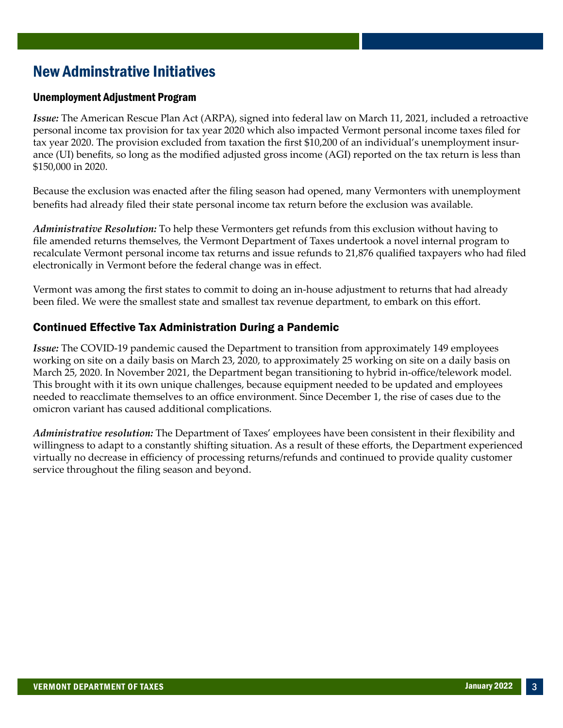# New Adminstrative Initiatives

## Unemployment Adjustment Program

***Issue:*** The American Rescue Plan Act (ARPA), signed into federal law on March 11, 2021, included a retroactive personal income tax provision for tax year 2020 which also impacted Vermont personal income taxes filed for tax year 2020. The provision excluded from taxation the first $10,200 of an individual's unemployment insurance (UI) benefits, so long as the modified adjusted gross income (AGI) reported on the tax return is less than $150,000 in 2020.

Because the exclusion was enacted after the filing season had opened, many Vermonters with unemployment benefits had already filed their state personal income tax return before the exclusion was available.

***Administrative Resolution:*** To help these Vermonters get refunds from this exclusion without having to file amended returns themselves, the Vermont Department of Taxes undertook a novel internal program to recalculate Vermont personal income tax returns and issue refunds to 21,876 qualified taxpayers who had filed electronically in Vermont before the federal change was in effect.

Vermont was among the first states to commit to doing an in-house adjustment to returns that had already been filed. We were the smallest state and smallest tax revenue department, to embark on this effort.

## Continued Effective Tax Administration During a Pandemic

***Issue:*** The COVID-19 pandemic caused the Department to transition from approximately 149 employees working on site on a daily basis on March 23, 2020, to approximately 25 working on site on a daily basis on March 25, 2020. In November 2021, the Department began transitioning to hybrid in-office/telework model. This brought with it its own unique challenges, because equipment needed to be updated and employees needed to reacclimate themselves to an office environment. Since December 1, the rise of cases due to the omicron variant has caused additional complications.

***Administrative resolution:*** The Department of Taxes' employees have been consistent in their flexibility and willingness to adapt to a constantly shifting situation. As a result of these efforts, the Department experienced virtually no decrease in efficiency of processing returns/refunds and continued to provide quality customer service throughout the filing season and beyond.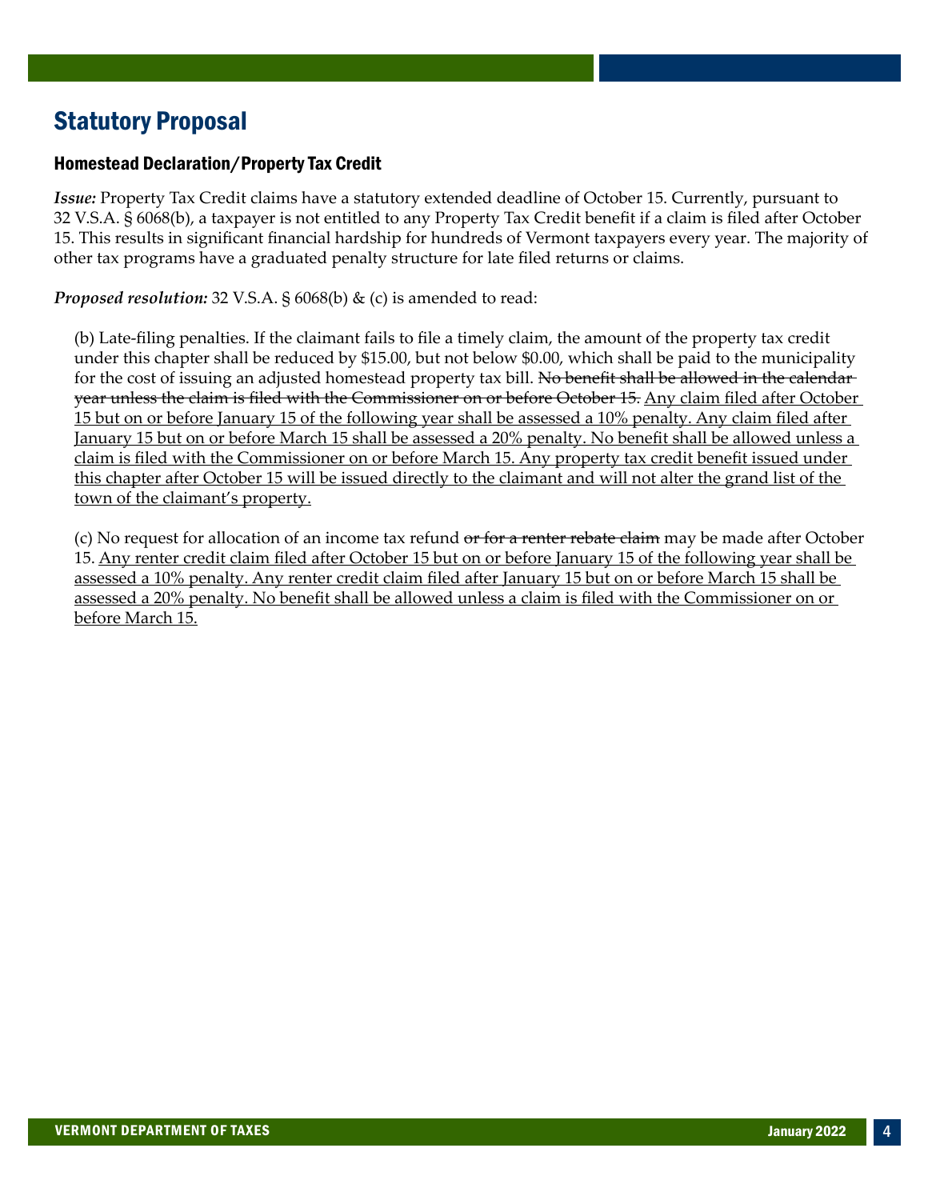## Statutory Proposal

### Homestead Declaration/Property Tax Credit

***Issue:*** Property Tax Credit claims have a statutory extended deadline of October 15. Currently, pursuant to 32 V.S.A. § 6068(b), a taxpayer is not entitled to any Property Tax Credit benefit if a claim is filed after October 15. This results in significant financial hardship for hundreds of Vermont taxpayers every year. The majority of other tax programs have a graduated penalty structure for late filed returns or claims.

***Proposed resolution:*** 32 V.S.A. § 6068(b) & (c) is amended to read:

> (b) Late-filing penalties. If the claimant fails to file a timely claim, the amount of the property tax credit under this chapter shall be reduced by $15.00, but not below $0.00, which shall be paid to the municipality for the cost of issuing an adjusted homestead property tax bill. ~~No benefit shall be allowed in the calendar year unless the claim is filed with the Commissioner on or before October 15.~~ <u>Any claim filed after October 15 but on or before January 15 of the following year shall be assessed a 10% penalty. Any claim filed after January 15 but on or before March 15 shall be assessed a 20% penalty. No benefit shall be allowed unless a claim is filed with the Commissioner on or before March 15. Any property tax credit benefit issued under this chapter after October 15 will be issued directly to the claimant and will not alter the grand list of the town of the claimant's property.</u>
>
> (c) No request for allocation of an income tax refund ~~or for a renter rebate claim~~ may be made after October 15. <u>Any renter credit claim filed after October 15 but on or before January 15 of the following year shall be assessed a 10% penalty. Any renter credit claim filed after January 15 but on or before March 15 shall be assessed a 20% penalty. No benefit shall be allowed unless a claim is filed with the Commissioner on or before March 15.</u>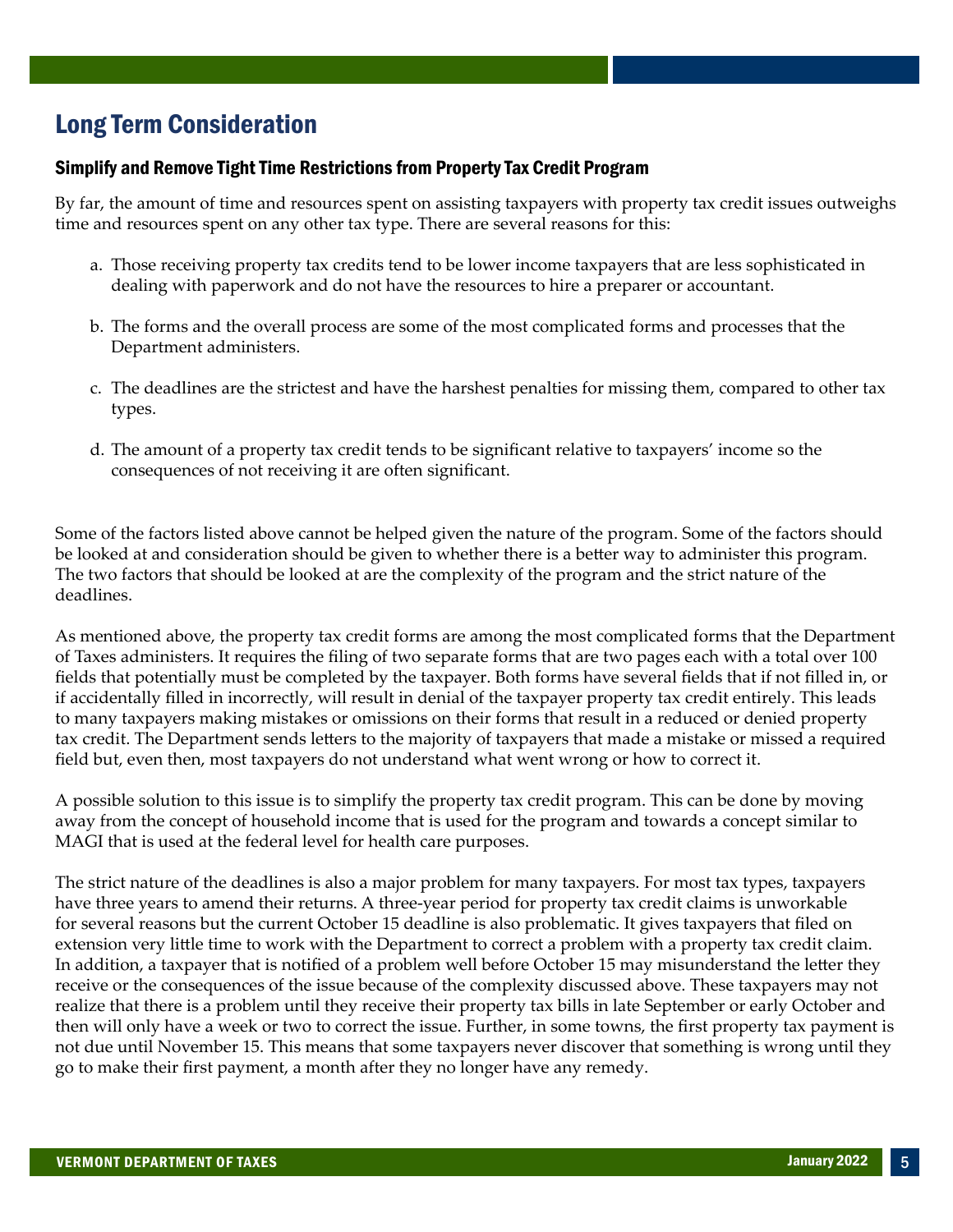## Long Term Consideration

### Simplify and Remove Tight Time Restrictions from Property Tax Credit Program

By far, the amount of time and resources spent on assisting taxpayers with property tax credit issues outweighs time and resources spent on any other tax type. There are several reasons for this:

a. Those receiving property tax credits tend to be lower income taxpayers that are less sophisticated in dealing with paperwork and do not have the resources to hire a preparer or accountant.

b. The forms and the overall process are some of the most complicated forms and processes that the Department administers.

c. The deadlines are the strictest and have the harshest penalties for missing them, compared to other tax types.

d. The amount of a property tax credit tends to be significant relative to taxpayers' income so the consequences of not receiving it are often significant.

Some of the factors listed above cannot be helped given the nature of the program. Some of the factors should be looked at and consideration should be given to whether there is a better way to administer this program. The two factors that should be looked at are the complexity of the program and the strict nature of the deadlines.

As mentioned above, the property tax credit forms are among the most complicated forms that the Department of Taxes administers. It requires the filing of two separate forms that are two pages each with a total over 100 fields that potentially must be completed by the taxpayer. Both forms have several fields that if not filled in, or if accidentally filled in incorrectly, will result in denial of the taxpayer property tax credit entirely. This leads to many taxpayers making mistakes or omissions on their forms that result in a reduced or denied property tax credit. The Department sends letters to the majority of taxpayers that made a mistake or missed a required field but, even then, most taxpayers do not understand what went wrong or how to correct it.

A possible solution to this issue is to simplify the property tax credit program. This can be done by moving away from the concept of household income that is used for the program and towards a concept similar to MAGI that is used at the federal level for health care purposes.

The strict nature of the deadlines is also a major problem for many taxpayers. For most tax types, taxpayers have three years to amend their returns. A three-year period for property tax credit claims is unworkable for several reasons but the current October 15 deadline is also problematic. It gives taxpayers that filed on extension very little time to work with the Department to correct a problem with a property tax credit claim. In addition, a taxpayer that is notified of a problem well before October 15 may misunderstand the letter they receive or the consequences of the issue because of the complexity discussed above. These taxpayers may not realize that there is a problem until they receive their property tax bills in late September or early October and then will only have a week or two to correct the issue. Further, in some towns, the first property tax payment is not due until November 15. This means that some taxpayers never discover that something is wrong until they go to make their first payment, a month after they no longer have any remedy.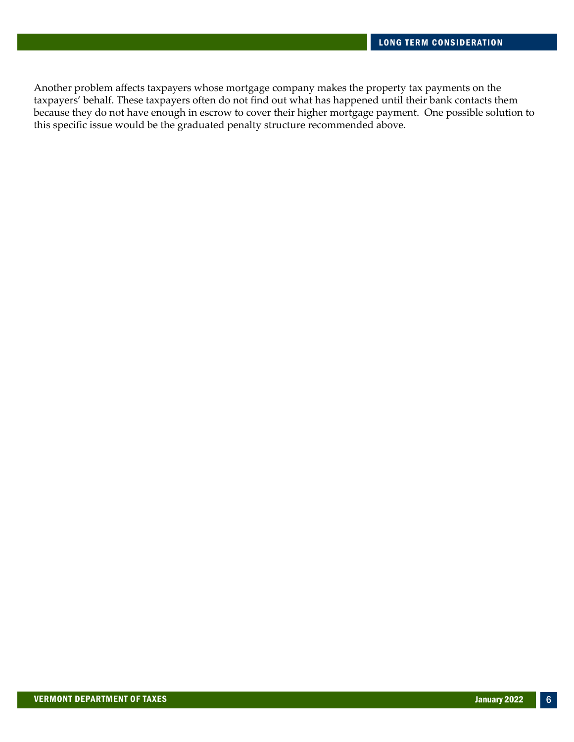Another problem affects taxpayers whose mortgage company makes the property tax payments on the taxpayers' behalf. These taxpayers often do not find out what has happened until their bank contacts them because they do not have enough in escrow to cover their higher mortgage payment. One possible solution to this specific issue would be the graduated penalty structure recommended above.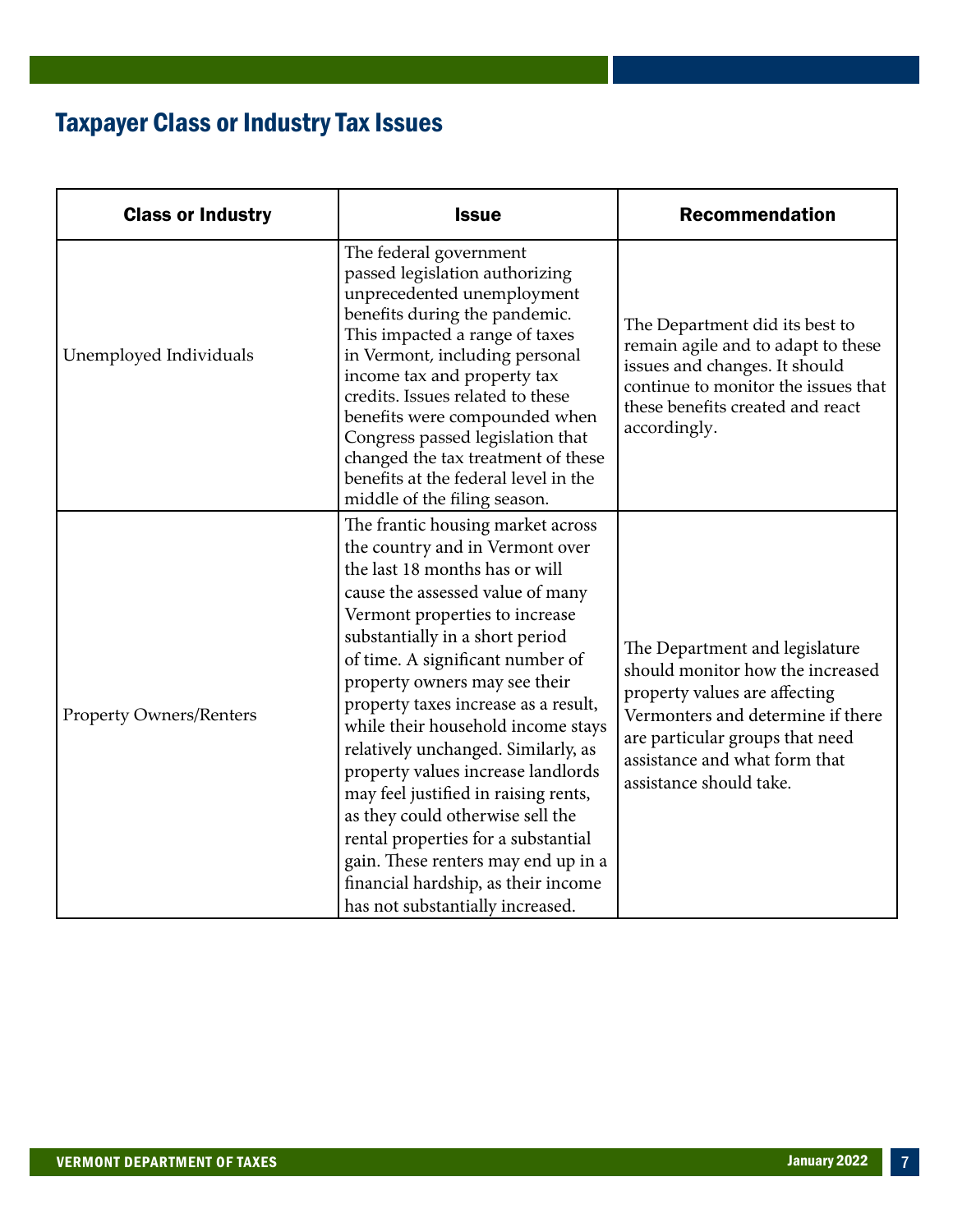## Taxpayer Class or Industry Tax Issues

| Class or Industry | Issue | Recommendation |
|---|---|---|
| Unemployed Individuals | The federal government passed legislation authorizing unprecedented unemployment benefits during the pandemic. This impacted a range of taxes in Vermont, including personal income tax and property tax credits. Issues related to these benefits were compounded when Congress passed legislation that changed the tax treatment of these benefits at the federal level in the middle of the filing season. | The Department did its best to remain agile and to adapt to these issues and changes. It should continue to monitor the issues that these benefits created and react accordingly. |
| Property Owners/Renters | The frantic housing market across the country and in Vermont over the last 18 months has or will cause the assessed value of many Vermont properties to increase substantially in a short period of time. A significant number of property owners may see their property taxes increase as a result, while their household income stays relatively unchanged. Similarly, as property values increase landlords may feel justified in raising rents, as they could otherwise sell the rental properties for a substantial gain. These renters may end up in a financial hardship, as their income has not substantially increased. | The Department and legislature should monitor how the increased property values are affecting Vermonters and determine if there are particular groups that need assistance and what form that assistance should take. |